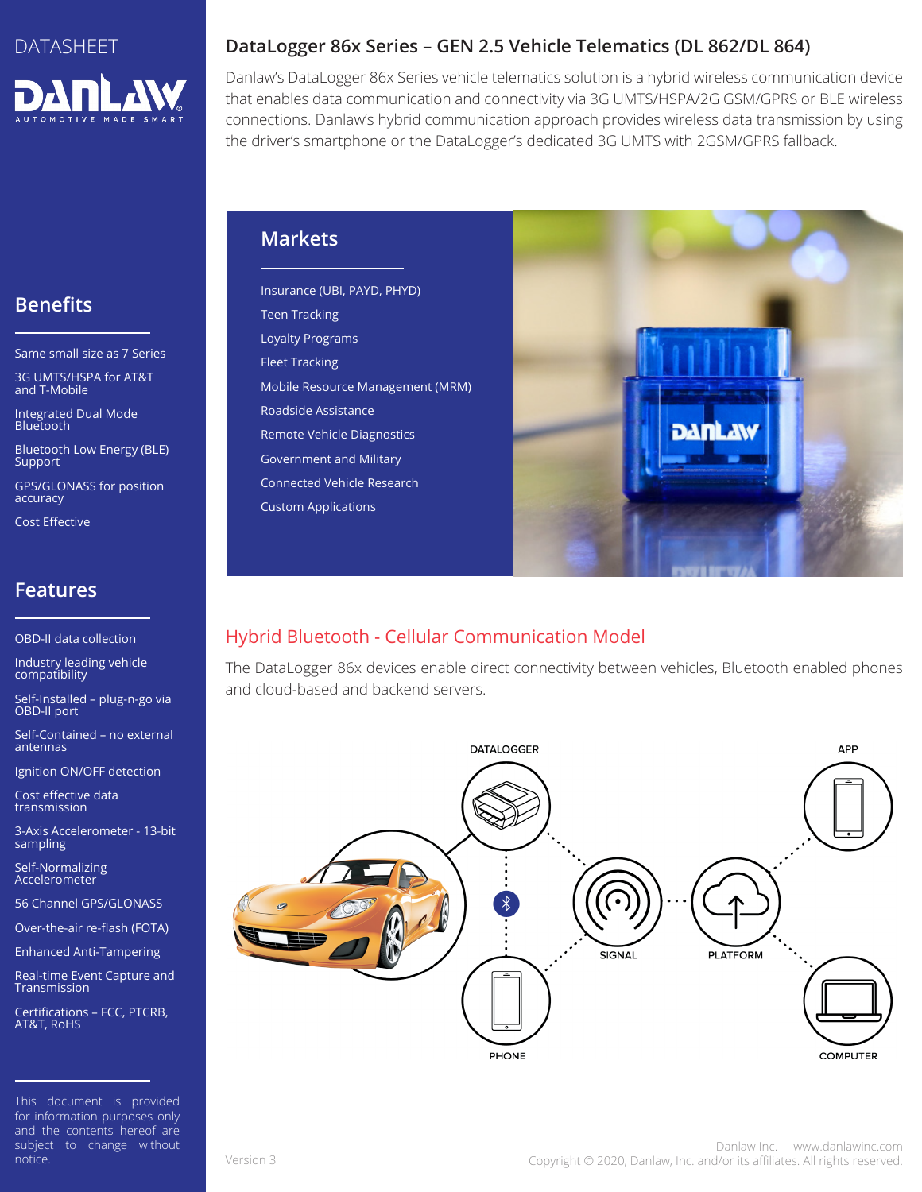DATASHEET

# DataLogger 86x Series – GEN 2.5 Vehicle Telematics (DL 862/DL 864)

Danlaw's DataLogger 86x Series vehicle telematics solution is a hybrid wireless communication device that enables data communication and connectivity via 3G UMTS/HSPA/2G GSM/GPRS or BLE wireless connections. Danlaw's hybrid communication approach provides wireless data transmission by using the driver's smartphone or the DataLogger's dedicated 3G UMTS with 2GSM/GPRS fallback.

## Benefits

- Same small size as 7 Series
- 3G UMTS/HSPA for AT&T and T-Mobile
- Integrated Dual Mode Bluetooth
- Bluetooth Low Energy (BLE) Support
- GPS/GLONASS for position accuracy
- Cost Effective

## Features

- OBD-II data collection
- Industry leading vehicle compatibility
- Self-Installed – plug-n-go via OBD-II port
- Self-Contained – no external antennas
- Ignition ON/OFF detection
- Cost effective data transmission
- 3-Axis Accelerometer - 13-bit sampling
- Self-Normalizing Accelerometer
- 56 Channel GPS/GLONASS
- Over-the-air re-flash (FOTA)
- Enhanced Anti-Tampering
- Real-time Event Capture and Transmission
- Certifications – FCC, PTCRB, AT&T, RoHS

## Markets

- Insurance (UBI, PAYD, PHYD)
- Teen Tracking
- Loyalty Programs
- Fleet Tracking
- Mobile Resource Management (MRM)
- Roadside Assistance
- Remote Vehicle Diagnostics
- Government and Military
- Connected Vehicle Research
- Custom Applications

## Hybrid Bluetooth - Cellular Communication Model

The DataLogger 86x devices enable direct connectivity between vehicles, Bluetooth enabled phones and cloud-based and backend servers.

DATALOGGER | APP | SIGNAL | PLATFORM | PHONE | COMPUTER

This document is provided for information purposes only and the contents hereof are subject to change without notice.

Version 3

Danlaw Inc. | www.danlawinc.com
Copyright © 2020, Danlaw, Inc. and/or its affiliates. All rights reserved.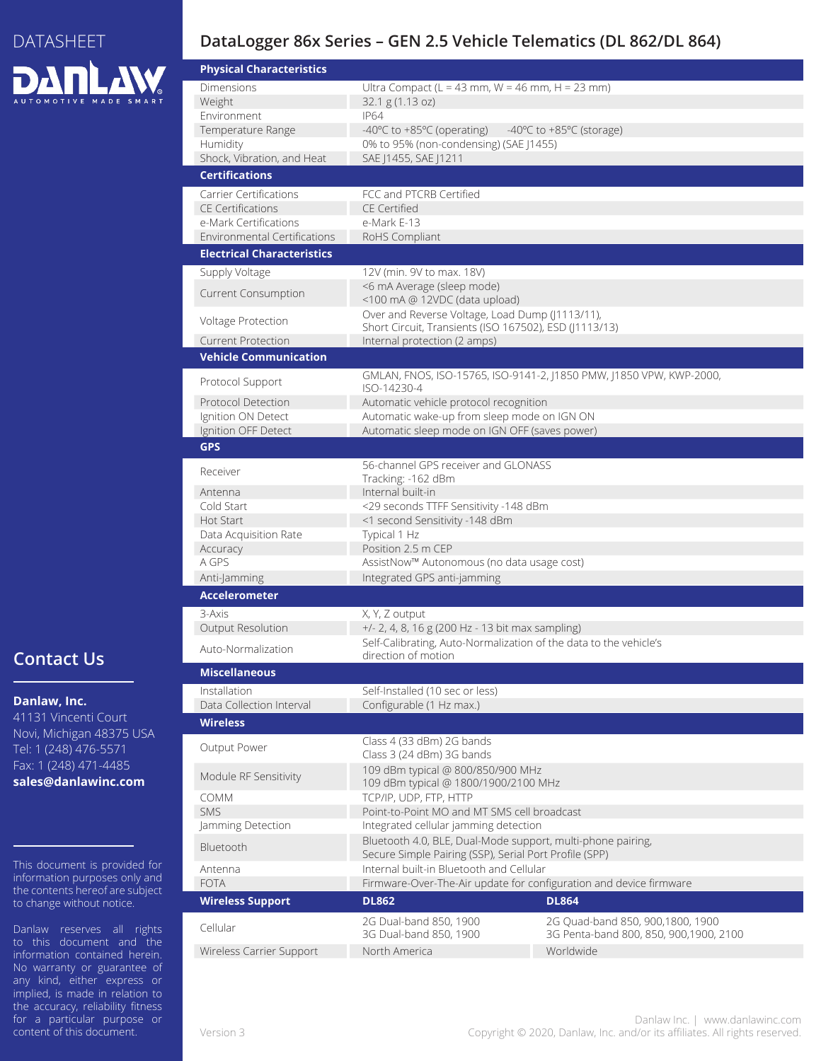DATASHEET

# DataLogger 86x Series – GEN 2.5 Vehicle Telematics (DL 862/DL 864)

| Physical Characteristics | | |
|---|---|---|
| Dimensions | Ultra Compact (L = 43 mm, W = 46 mm, H = 23 mm) | |
| Weight | 32.1 g (1.13 oz) | |
| Environment | IP64 | |
| Temperature Range | -40°C to +85°C (operating) | -40°C to +85°C (storage) |
| Humidity | 0% to 95% (non-condensing) (SAE J1455) | |
| Shock, Vibration, and Heat | SAE J1455, SAE J1211 | |
| **Certifications** | | |
| Carrier Certifications | FCC and PTCRB Certified | |
| CE Certifications | CE Certified | |
| e-Mark Certifications | e-Mark E-13 | |
| Environmental Certifications | RoHS Compliant | |
| **Electrical Characteristics** | | |
| Supply Voltage | 12V (min. 9V to max. 18V) | |
| Current Consumption | <6 mA Average (sleep mode)<br><100 mA @ 12VDC (data upload) | |
| Voltage Protection | Over and Reverse Voltage, Load Dump (J1113/11),<br>Short Circuit, Transients (ISO 167502), ESD (J1113/13) | |
| Current Protection | Internal protection (2 amps) | |
| **Vehicle Communication** | | |
| Protocol Support | GMLAN, FNOS, ISO-15765, ISO-9141-2, J1850 PMW, J1850 VPW, KWP-2000, ISO-14230-4 | |
| Protocol Detection | Automatic vehicle protocol recognition | |
| Ignition ON Detect | Automatic wake-up from sleep mode on IGN ON | |
| Ignition OFF Detect | Automatic sleep mode on IGN OFF (saves power) | |
| **GPS** | | |
| Receiver | 56-channel GPS receiver and GLONASS<br>Tracking: -162 dBm | |
| Antenna | Internal built-in | |
| Cold Start | <29 seconds TTFF Sensitivity -148 dBm | |
| Hot Start | <1 second Sensitivity -148 dBm | |
| Data Acquisition Rate | Typical 1 Hz | |
| Accuracy | Position 2.5 m CEP | |
| A GPS | AssistNow™ Autonomous (no data usage cost) | |
| Anti-Jamming | Integrated GPS anti-jamming | |
| **Accelerometer** | | |
| 3-Axis | X, Y, Z output | |
| Output Resolution | +/- 2, 4, 8, 16 g (200 Hz - 13 bit max sampling) | |
| Auto-Normalization | Self-Calibrating, Auto-Normalization of the data to the vehicle's direction of motion | |
| **Miscellaneous** | | |
| Installation | Self-Installed (10 sec or less) | |
| Data Collection Interval | Configurable (1 Hz max.) | |
| **Wireless** | | |
| Output Power | Class 4 (33 dBm) 2G bands<br>Class 3 (24 dBm) 3G bands | |
| Module RF Sensitivity | 109 dBm typical @ 800/850/900 MHz<br>109 dBm typical @ 1800/1900/2100 MHz | |
| COMM | TCP/IP, UDP, FTP, HTTP | |
| SMS | Point-to-Point MO and MT SMS cell broadcast | |
| Jamming Detection | Integrated cellular jamming detection | |
| Bluetooth | Bluetooth 4.0, BLE, Dual-Mode support, multi-phone pairing,<br>Secure Simple Pairing (SSP), Serial Port Profile (SPP) | |
| Antenna | Internal built-in Bluetooth and Cellular | |
| FOTA | Firmware-Over-The-Air update for configuration and device firmware | |
| **Wireless Support** | **DL862** | **DL864** |
| Cellular | 2G Dual-band 850, 1900<br>3G Dual-band 850, 1900 | 2G Quad-band 850, 900,1800, 1900<br>3G Penta-band 800, 850, 900,1900, 2100 |
| Wireless Carrier Support | North America | Worldwide |

## Contact Us

**Danlaw, Inc.**
41131 Vincenti Court
Novi, Michigan 48375 USA
Tel: 1 (248) 476-5571
Fax: 1 (248) 471-4485
**sales@danlawinc.com**

This document is provided for information purposes only and the contents hereof are subject to change without notice.

Danlaw reserves all rights to this document and the information contained herein. No warranty or guarantee of any kind, either express or implied, is made in relation to the accuracy, reliability fitness for a particular purpose or content of this document.

Version 3

Danlaw Inc. | www.danlawinc.com
Copyright © 2020, Danlaw, Inc. and/or its affiliates. All rights reserved.